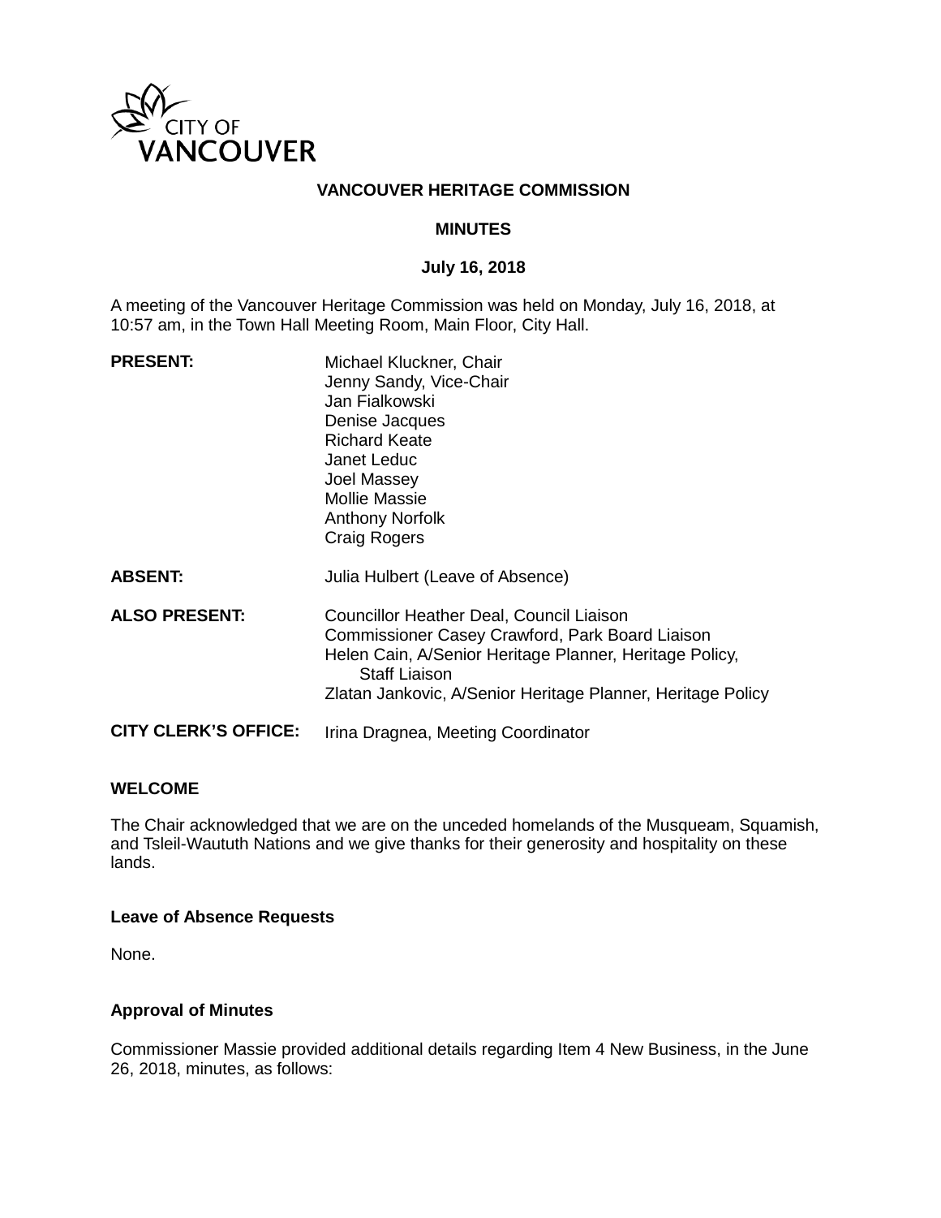CITY OF VANCOUVER

# VANCOUVER HERITAGE COMMISSION

## MINUTES

**July 16, 2018**

A meeting of the Vancouver Heritage Commission was held on Monday, July 16, 2018, at 10:57 am, in the Town Hall Meeting Room, Main Floor, City Hall.

| | |
|---|---|
| **PRESENT:** | Michael Kluckner, Chair<br>Jenny Sandy, Vice-Chair<br>Jan Fialkowski<br>Denise Jacques<br>Richard Keate<br>Janet Leduc<br>Joel Massey<br>Mollie Massie<br>Anthony Norfolk<br>Craig Rogers |
| **ABSENT:** | Julia Hulbert (Leave of Absence) |
| **ALSO PRESENT:** | Councillor Heather Deal, Council Liaison<br>Commissioner Casey Crawford, Park Board Liaison<br>Helen Cain, A/Senior Heritage Planner, Heritage Policy, Staff Liaison<br>Zlatan Jankovic, A/Senior Heritage Planner, Heritage Policy |
| **CITY CLERK'S OFFICE:** | Irina Dragnea, Meeting Coordinator |

### WELCOME

The Chair acknowledged that we are on the unceded homelands of the Musqueam, Squamish, and Tsleil-Waututh Nations and we give thanks for their generosity and hospitality on these lands.

### Leave of Absence Requests

None.

### Approval of Minutes

Commissioner Massie provided additional details regarding Item 4 New Business, in the June 26, 2018, minutes, as follows: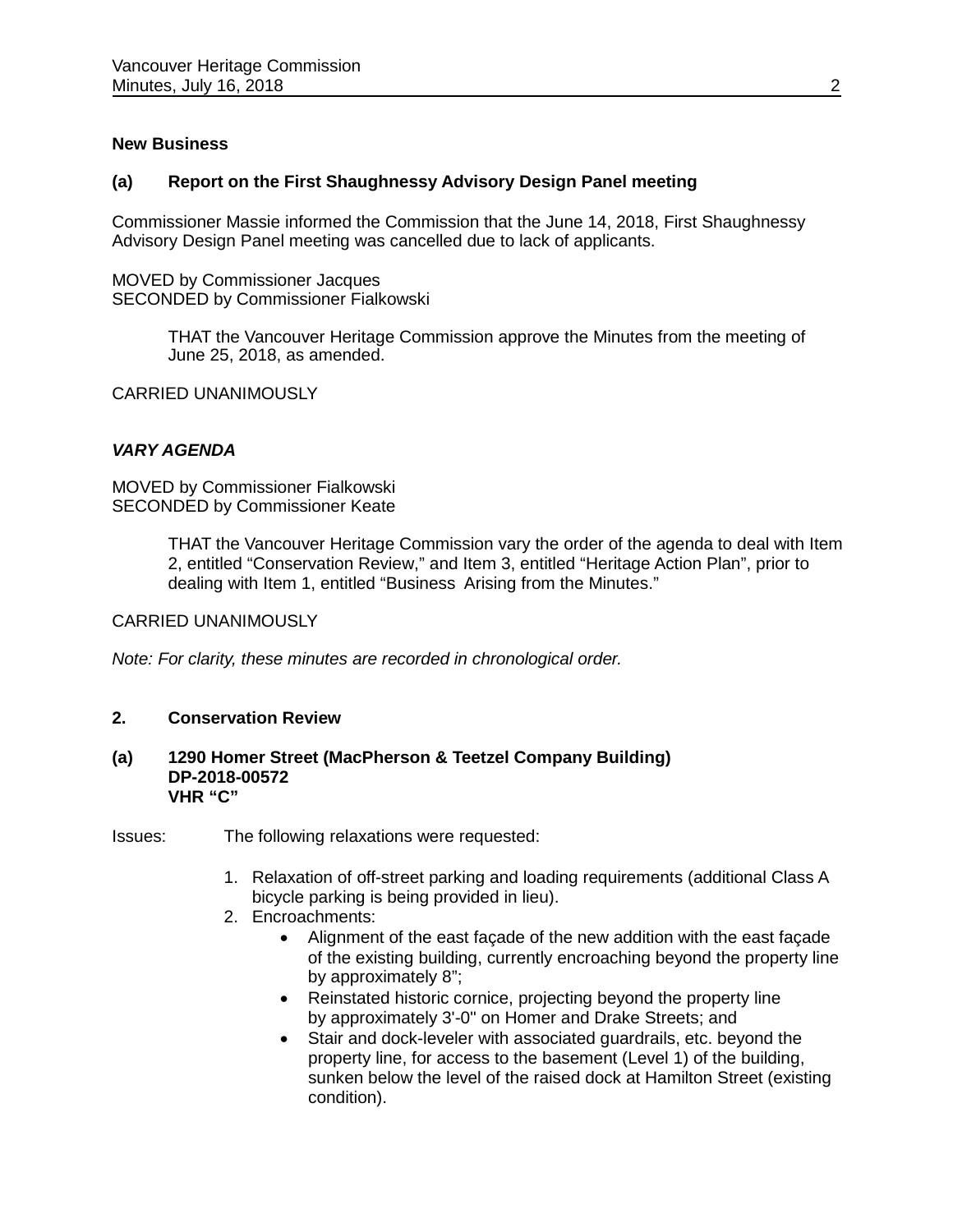**New Business**

**(a) Report on the First Shaughnessy Advisory Design Panel meeting**

Commissioner Massie informed the Commission that the June 14, 2018, First Shaughnessy Advisory Design Panel meeting was cancelled due to lack of applicants.

MOVED by Commissioner Jacques
SECONDED by Commissioner Fialkowski

> THAT the Vancouver Heritage Commission approve the Minutes from the meeting of June 25, 2018, as amended.

CARRIED UNANIMOUSLY

***VARY AGENDA***

MOVED by Commissioner Fialkowski
SECONDED by Commissioner Keate

> THAT the Vancouver Heritage Commission vary the order of the agenda to deal with Item 2, entitled "Conservation Review," and Item 3, entitled "Heritage Action Plan", prior to dealing with Item 1, entitled "Business Arising from the Minutes."

CARRIED UNANIMOUSLY

*Note: For clarity, these minutes are recorded in chronological order.*

**2. Conservation Review**

**(a) 1290 Homer Street (MacPherson & Teetzel Company Building)**
**DP-2018-00572**
**VHR "C"**

Issues: The following relaxations were requested:

1. Relaxation of off-street parking and loading requirements (additional Class A bicycle parking is being provided in lieu).
2. Encroachments:
   - Alignment of the east façade of the new addition with the east façade of the existing building, currently encroaching beyond the property line by approximately 8";
   - Reinstated historic cornice, projecting beyond the property line by approximately 3'-0" on Homer and Drake Streets; and
   - Stair and dock-leveler with associated guardrails, etc. beyond the property line, for access to the basement (Level 1) of the building, sunken below the level of the raised dock at Hamilton Street (existing condition).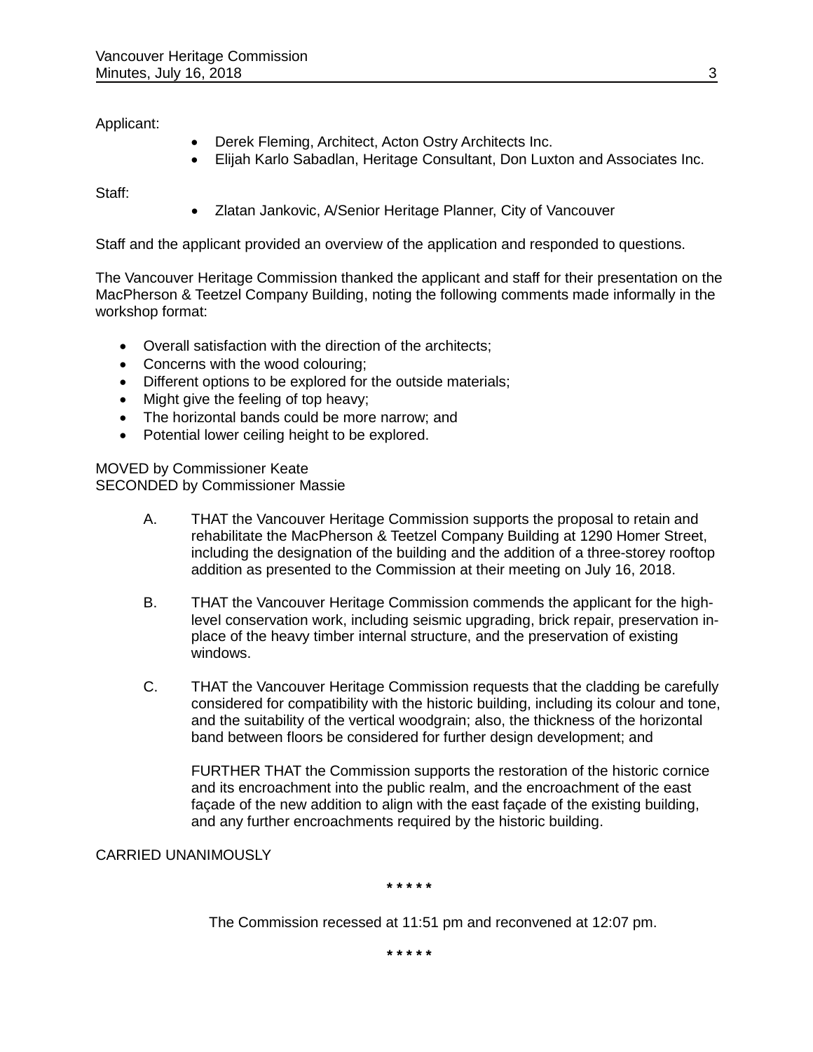Applicant:

- Derek Fleming, Architect, Acton Ostry Architects Inc.
- Elijah Karlo Sabadlan, Heritage Consultant, Don Luxton and Associates Inc.

Staff:

- Zlatan Jankovic, A/Senior Heritage Planner, City of Vancouver

Staff and the applicant provided an overview of the application and responded to questions.

The Vancouver Heritage Commission thanked the applicant and staff for their presentation on the MacPherson & Teetzel Company Building, noting the following comments made informally in the workshop format:

- Overall satisfaction with the direction of the architects;
- Concerns with the wood colouring;
- Different options to be explored for the outside materials;
- Might give the feeling of top heavy;
- The horizontal bands could be more narrow; and
- Potential lower ceiling height to be explored.

MOVED by Commissioner Keate
SECONDED by Commissioner Massie

A. THAT the Vancouver Heritage Commission supports the proposal to retain and rehabilitate the MacPherson & Teetzel Company Building at 1290 Homer Street, including the designation of the building and the addition of a three-storey rooftop addition as presented to the Commission at their meeting on July 16, 2018.

B. THAT the Vancouver Heritage Commission commends the applicant for the high-level conservation work, including seismic upgrading, brick repair, preservation in-place of the heavy timber internal structure, and the preservation of existing windows.

C. THAT the Vancouver Heritage Commission requests that the cladding be carefully considered for compatibility with the historic building, including its colour and tone, and the suitability of the vertical woodgrain; also, the thickness of the horizontal band between floors be considered for further design development; and

FURTHER THAT the Commission supports the restoration of the historic cornice and its encroachment into the public realm, and the encroachment of the east façade of the new addition to align with the east façade of the existing building, and any further encroachments required by the historic building.

CARRIED UNANIMOUSLY

\* \* \* \* \*

The Commission recessed at 11:51 pm and reconvened at 12:07 pm.

\* \* \* \* \*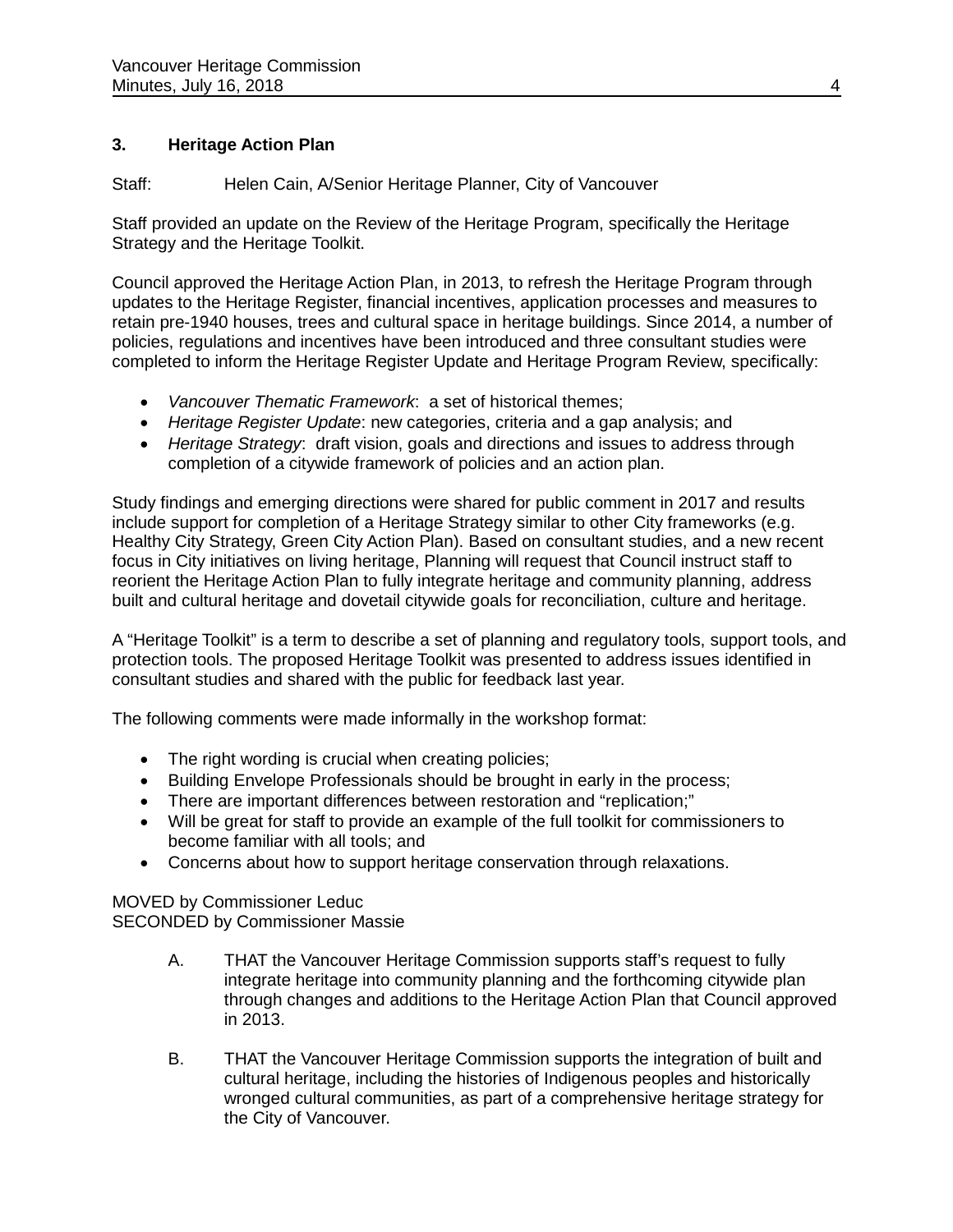### 3. Heritage Action Plan

Staff: Helen Cain, A/Senior Heritage Planner, City of Vancouver

Staff provided an update on the Review of the Heritage Program, specifically the Heritage Strategy and the Heritage Toolkit.

Council approved the Heritage Action Plan, in 2013, to refresh the Heritage Program through updates to the Heritage Register, financial incentives, application processes and measures to retain pre-1940 houses, trees and cultural space in heritage buildings. Since 2014, a number of policies, regulations and incentives have been introduced and three consultant studies were completed to inform the Heritage Register Update and Heritage Program Review, specifically:

- *Vancouver Thematic Framework*: a set of historical themes;
- *Heritage Register Update*: new categories, criteria and a gap analysis; and
- *Heritage Strategy*: draft vision, goals and directions and issues to address through completion of a citywide framework of policies and an action plan.

Study findings and emerging directions were shared for public comment in 2017 and results include support for completion of a Heritage Strategy similar to other City frameworks (e.g. Healthy City Strategy, Green City Action Plan). Based on consultant studies, and a new recent focus in City initiatives on living heritage, Planning will request that Council instruct staff to reorient the Heritage Action Plan to fully integrate heritage and community planning, address built and cultural heritage and dovetail citywide goals for reconciliation, culture and heritage.

A "Heritage Toolkit" is a term to describe a set of planning and regulatory tools, support tools, and protection tools. The proposed Heritage Toolkit was presented to address issues identified in consultant studies and shared with the public for feedback last year.

The following comments were made informally in the workshop format:

- The right wording is crucial when creating policies;
- Building Envelope Professionals should be brought in early in the process;
- There are important differences between restoration and "replication;"
- Will be great for staff to provide an example of the full toolkit for commissioners to become familiar with all tools; and
- Concerns about how to support heritage conservation through relaxations.

MOVED by Commissioner Leduc
SECONDED by Commissioner Massie

A. THAT the Vancouver Heritage Commission supports staff's request to fully integrate heritage into community planning and the forthcoming citywide plan through changes and additions to the Heritage Action Plan that Council approved in 2013.

B. THAT the Vancouver Heritage Commission supports the integration of built and cultural heritage, including the histories of Indigenous peoples and historically wronged cultural communities, as part of a comprehensive heritage strategy for the City of Vancouver.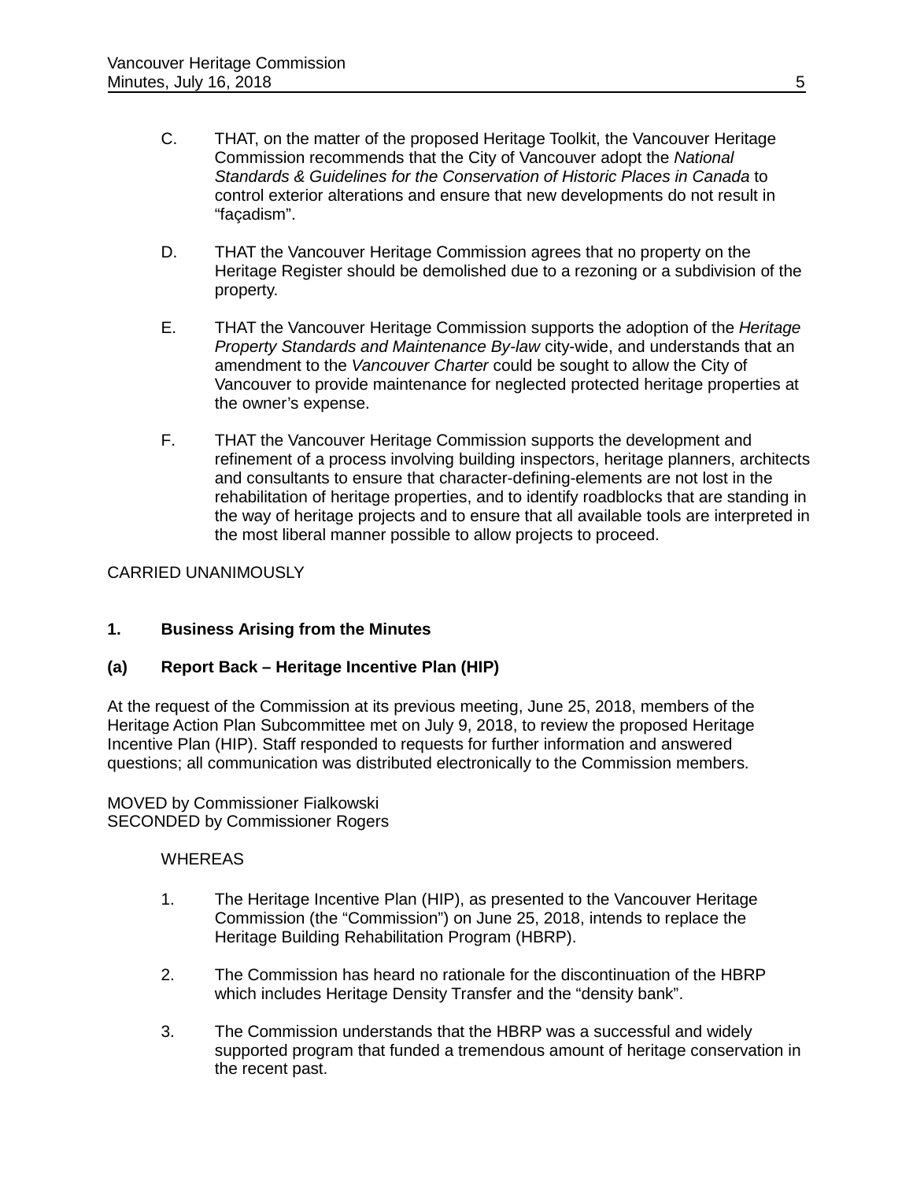C. THAT, on the matter of the proposed Heritage Toolkit, the Vancouver Heritage Commission recommends that the City of Vancouver adopt the *National Standards & Guidelines for the Conservation of Historic Places in Canada* to control exterior alterations and ensure that new developments do not result in "façadism".

D. THAT the Vancouver Heritage Commission agrees that no property on the Heritage Register should be demolished due to a rezoning or a subdivision of the property.

E. THAT the Vancouver Heritage Commission supports the adoption of the *Heritage Property Standards and Maintenance By-law* city-wide, and understands that an amendment to the *Vancouver Charter* could be sought to allow the City of Vancouver to provide maintenance for neglected protected heritage properties at the owner's expense.

F. THAT the Vancouver Heritage Commission supports the development and refinement of a process involving building inspectors, heritage planners, architects and consultants to ensure that character-defining-elements are not lost in the rehabilitation of heritage properties, and to identify roadblocks that are standing in the way of heritage projects and to ensure that all available tools are interpreted in the most liberal manner possible to allow projects to proceed.

CARRIED UNANIMOUSLY

**1. Business Arising from the Minutes**

**(a) Report Back – Heritage Incentive Plan (HIP)**

At the request of the Commission at its previous meeting, June 25, 2018, members of the Heritage Action Plan Subcommittee met on July 9, 2018, to review the proposed Heritage Incentive Plan (HIP). Staff responded to requests for further information and answered questions; all communication was distributed electronically to the Commission members.

MOVED by Commissioner Fialkowski
SECONDED by Commissioner Rogers

WHEREAS

1. The Heritage Incentive Plan (HIP), as presented to the Vancouver Heritage Commission (the "Commission") on June 25, 2018, intends to replace the Heritage Building Rehabilitation Program (HBRP).

2. The Commission has heard no rationale for the discontinuation of the HBRP which includes Heritage Density Transfer and the "density bank".

3. The Commission understands that the HBRP was a successful and widely supported program that funded a tremendous amount of heritage conservation in the recent past.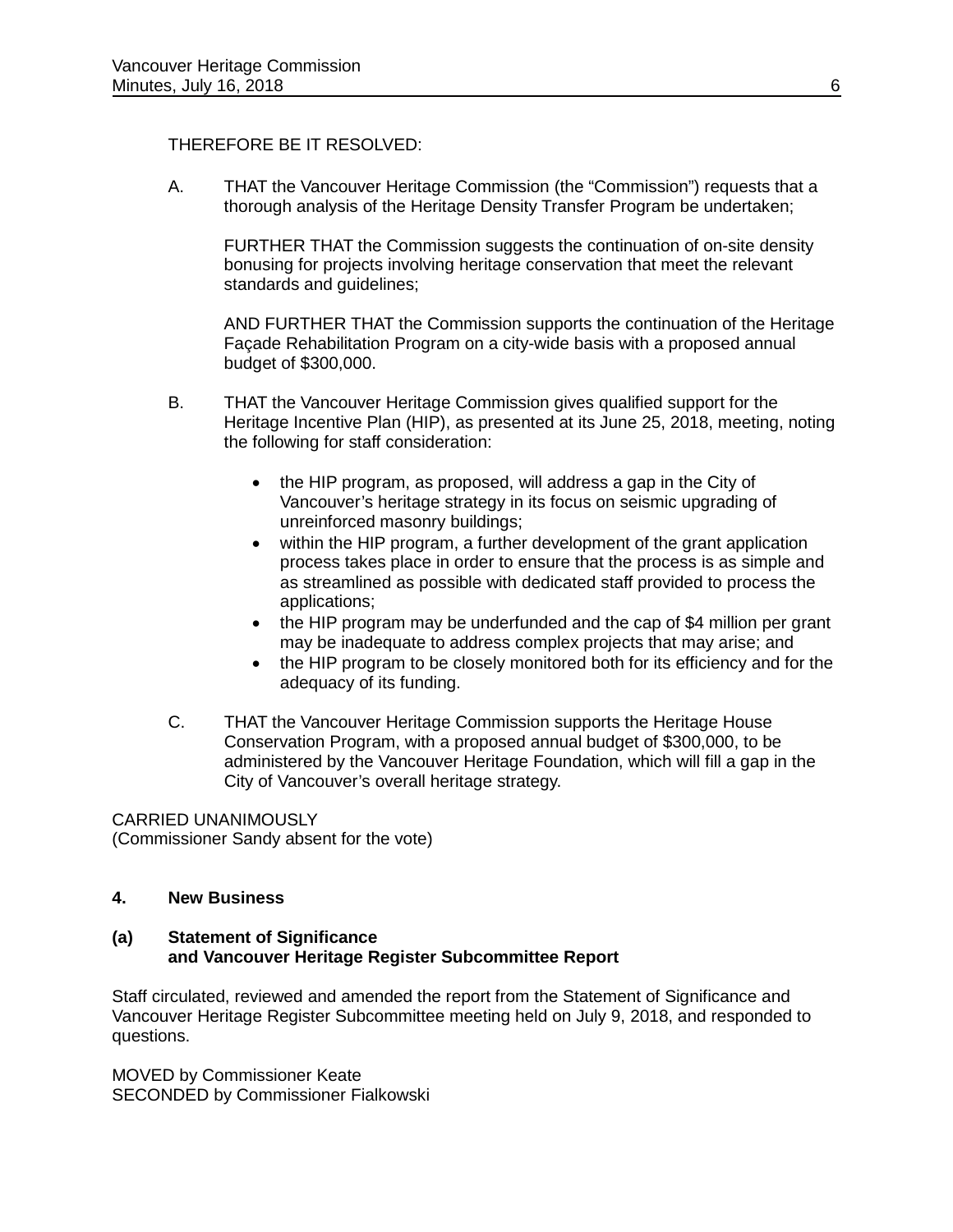THEREFORE BE IT RESOLVED:

A. THAT the Vancouver Heritage Commission (the "Commission") requests that a thorough analysis of the Heritage Density Transfer Program be undertaken;

FURTHER THAT the Commission suggests the continuation of on-site density bonusing for projects involving heritage conservation that meet the relevant standards and guidelines;

AND FURTHER THAT the Commission supports the continuation of the Heritage Façade Rehabilitation Program on a city-wide basis with a proposed annual budget of $300,000.

B. THAT the Vancouver Heritage Commission gives qualified support for the Heritage Incentive Plan (HIP), as presented at its June 25, 2018, meeting, noting the following for staff consideration:

- the HIP program, as proposed, will address a gap in the City of Vancouver's heritage strategy in its focus on seismic upgrading of unreinforced masonry buildings;
- within the HIP program, a further development of the grant application process takes place in order to ensure that the process is as simple and as streamlined as possible with dedicated staff provided to process the applications;
- the HIP program may be underfunded and the cap of $4 million per grant may be inadequate to address complex projects that may arise; and
- the HIP program to be closely monitored both for its efficiency and for the adequacy of its funding.

C. THAT the Vancouver Heritage Commission supports the Heritage House Conservation Program, with a proposed annual budget of $300,000, to be administered by the Vancouver Heritage Foundation, which will fill a gap in the City of Vancouver's overall heritage strategy.

CARRIED UNANIMOUSLY
(Commissioner Sandy absent for the vote)

## 4. New Business

### (a) Statement of Significance and Vancouver Heritage Register Subcommittee Report

Staff circulated, reviewed and amended the report from the Statement of Significance and Vancouver Heritage Register Subcommittee meeting held on July 9, 2018, and responded to questions.

MOVED by Commissioner Keate
SECONDED by Commissioner Fialkowski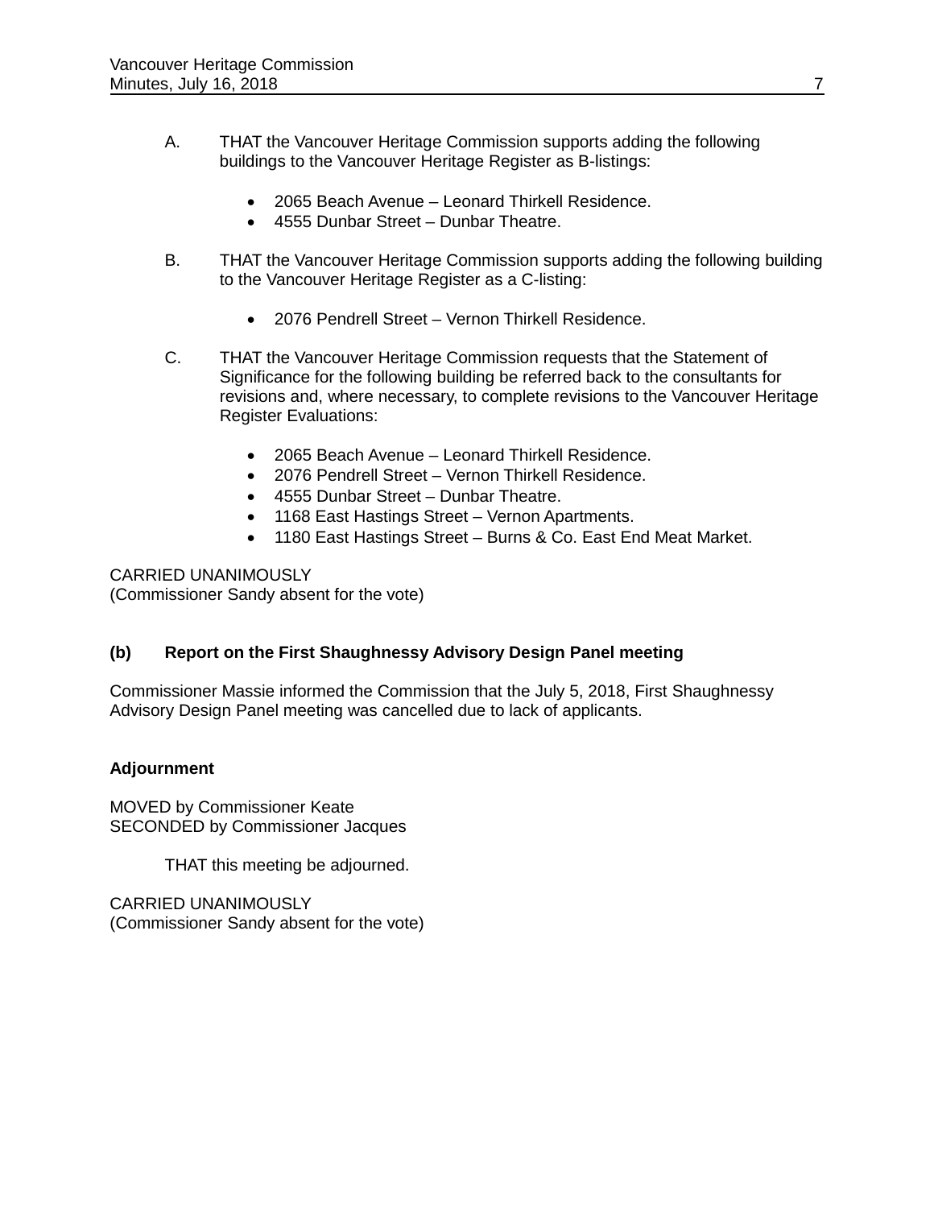A. THAT the Vancouver Heritage Commission supports adding the following buildings to the Vancouver Heritage Register as B-listings:

- 2065 Beach Avenue – Leonard Thirkell Residence.
- 4555 Dunbar Street – Dunbar Theatre.

B. THAT the Vancouver Heritage Commission supports adding the following building to the Vancouver Heritage Register as a C-listing:

- 2076 Pendrell Street – Vernon Thirkell Residence.

C. THAT the Vancouver Heritage Commission requests that the Statement of Significance for the following building be referred back to the consultants for revisions and, where necessary, to complete revisions to the Vancouver Heritage Register Evaluations:

- 2065 Beach Avenue – Leonard Thirkell Residence.
- 2076 Pendrell Street – Vernon Thirkell Residence.
- 4555 Dunbar Street – Dunbar Theatre.
- 1168 East Hastings Street – Vernon Apartments.
- 1180 East Hastings Street – Burns & Co. East End Meat Market.

CARRIED UNANIMOUSLY
(Commissioner Sandy absent for the vote)

**(b) Report on the First Shaughnessy Advisory Design Panel meeting**

Commissioner Massie informed the Commission that the July 5, 2018, First Shaughnessy Advisory Design Panel meeting was cancelled due to lack of applicants.

**Adjournment**

MOVED by Commissioner Keate
SECONDED by Commissioner Jacques

THAT this meeting be adjourned.

CARRIED UNANIMOUSLY
(Commissioner Sandy absent for the vote)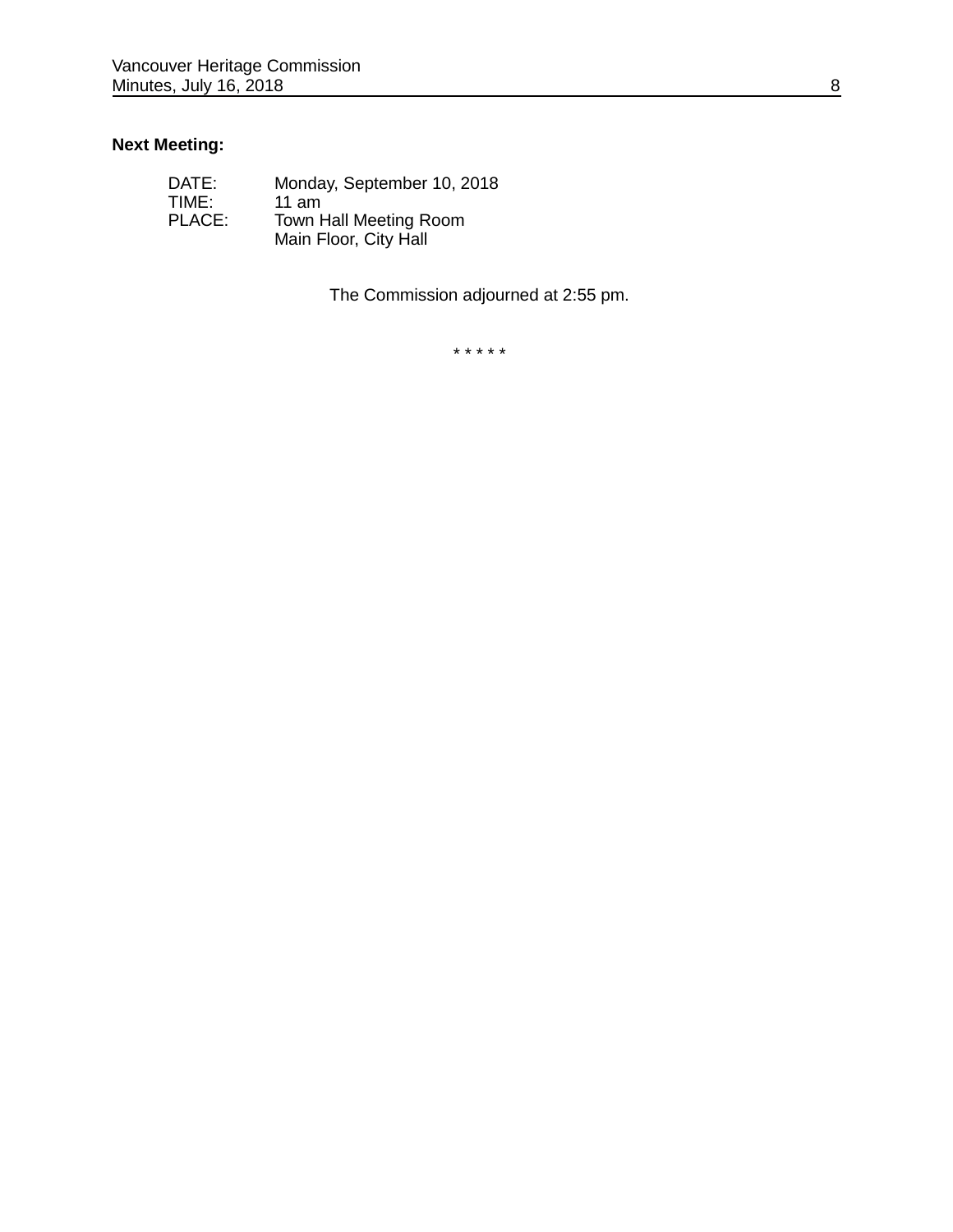**Next Meeting:**

| | |
|---|---|
| DATE: | Monday, September 10, 2018 |
| TIME: | 11 am |
| PLACE: | Town Hall Meeting Room<br>Main Floor, City Hall |

The Commission adjourned at 2:55 pm.

* * * * *